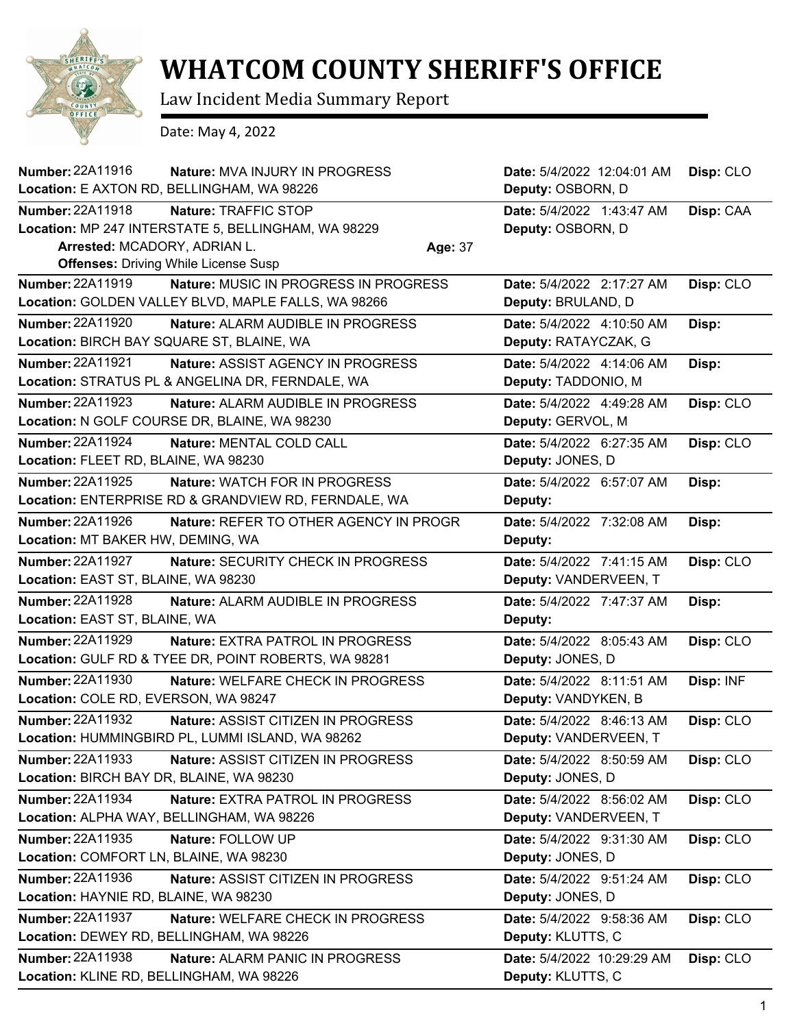# WHATCOM COUNTY SHERIFF'S OFFICE

Law Incident Media Summary Report

Date: May 4, 2022

**Number:** 22A11916 **Nature:** MVA INJURY IN PROGRESS **Date:** 5/4/2022 12:04:01 AM **Disp:** CLO
**Location:** E AXTON RD, BELLINGHAM, WA 98226 **Deputy:** OSBORN, D

**Number:** 22A11918 **Nature:** TRAFFIC STOP **Date:** 5/4/2022 1:43:47 AM **Disp:** CAA
**Location:** MP 247 INTERSTATE 5, BELLINGHAM, WA 98229 **Deputy:** OSBORN, D
**Arrested:** MCADORY, ADRIAN L. **Age:** 37
**Offenses:** Driving While License Susp

**Number:** 22A11919 **Nature:** MUSIC IN PROGRESS IN PROGRESS **Date:** 5/4/2022 2:17:27 AM **Disp:** CLO
**Location:** GOLDEN VALLEY BLVD, MAPLE FALLS, WA 98266 **Deputy:** BRULAND, D

**Number:** 22A11920 **Nature:** ALARM AUDIBLE IN PROGRESS **Date:** 5/4/2022 4:10:50 AM **Disp:**
**Location:** BIRCH BAY SQUARE ST, BLAINE, WA **Deputy:** RATAYCZAK, G

**Number:** 22A11921 **Nature:** ASSIST AGENCY IN PROGRESS **Date:** 5/4/2022 4:14:06 AM **Disp:**
**Location:** STRATUS PL & ANGELINA DR, FERNDALE, WA **Deputy:** TADDONIO, M

**Number:** 22A11923 **Nature:** ALARM AUDIBLE IN PROGRESS **Date:** 5/4/2022 4:49:28 AM **Disp:** CLO
**Location:** N GOLF COURSE DR, BLAINE, WA 98230 **Deputy:** GERVOL, M

**Number:** 22A11924 **Nature:** MENTAL COLD CALL **Date:** 5/4/2022 6:27:35 AM **Disp:** CLO
**Location:** FLEET RD, BLAINE, WA 98230 **Deputy:** JONES, D

**Number:** 22A11925 **Nature:** WATCH FOR IN PROGRESS **Date:** 5/4/2022 6:57:07 AM **Disp:**
**Location:** ENTERPRISE RD & GRANDVIEW RD, FERNDALE, WA **Deputy:**

**Number:** 22A11926 **Nature:** REFER TO OTHER AGENCY IN PROGR **Date:** 5/4/2022 7:32:08 AM **Disp:**
**Location:** MT BAKER HW, DEMING, WA **Deputy:**

**Number:** 22A11927 **Nature:** SECURITY CHECK IN PROGRESS **Date:** 5/4/2022 7:41:15 AM **Disp:** CLO
**Location:** EAST ST, BLAINE, WA 98230 **Deputy:** VANDERVEEN, T

**Number:** 22A11928 **Nature:** ALARM AUDIBLE IN PROGRESS **Date:** 5/4/2022 7:47:37 AM **Disp:**
**Location:** EAST ST, BLAINE, WA **Deputy:**

**Number:** 22A11929 **Nature:** EXTRA PATROL IN PROGRESS **Date:** 5/4/2022 8:05:43 AM **Disp:** CLO
**Location:** GULF RD & TYEE DR, POINT ROBERTS, WA 98281 **Deputy:** JONES, D

**Number:** 22A11930 **Nature:** WELFARE CHECK IN PROGRESS **Date:** 5/4/2022 8:11:51 AM **Disp:** INF
**Location:** COLE RD, EVERSON, WA 98247 **Deputy:** VANDYKEN, B

**Number:** 22A11932 **Nature:** ASSIST CITIZEN IN PROGRESS **Date:** 5/4/2022 8:46:13 AM **Disp:** CLO
**Location:** HUMMINGBIRD PL, LUMMI ISLAND, WA 98262 **Deputy:** VANDERVEEN, T

**Number:** 22A11933 **Nature:** ASSIST CITIZEN IN PROGRESS **Date:** 5/4/2022 8:50:59 AM **Disp:** CLO
**Location:** BIRCH BAY DR, BLAINE, WA 98230 **Deputy:** JONES, D

**Number:** 22A11934 **Nature:** EXTRA PATROL IN PROGRESS **Date:** 5/4/2022 8:56:02 AM **Disp:** CLO
**Location:** ALPHA WAY, BELLINGHAM, WA 98226 **Deputy:** VANDERVEEN, T

**Number:** 22A11935 **Nature:** FOLLOW UP **Date:** 5/4/2022 9:31:30 AM **Disp:** CLO
**Location:** COMFORT LN, BLAINE, WA 98230 **Deputy:** JONES, D

**Number:** 22A11936 **Nature:** ASSIST CITIZEN IN PROGRESS **Date:** 5/4/2022 9:51:24 AM **Disp:** CLO
**Location:** HAYNIE RD, BLAINE, WA 98230 **Deputy:** JONES, D

**Number:** 22A11937 **Nature:** WELFARE CHECK IN PROGRESS **Date:** 5/4/2022 9:58:36 AM **Disp:** CLO
**Location:** DEWEY RD, BELLINGHAM, WA 98226 **Deputy:** KLUTTS, C

**Number:** 22A11938 **Nature:** ALARM PANIC IN PROGRESS **Date:** 5/4/2022 10:29:29 AM **Disp:** CLO
**Location:** KLINE RD, BELLINGHAM, WA 98226 **Deputy:** KLUTTS, C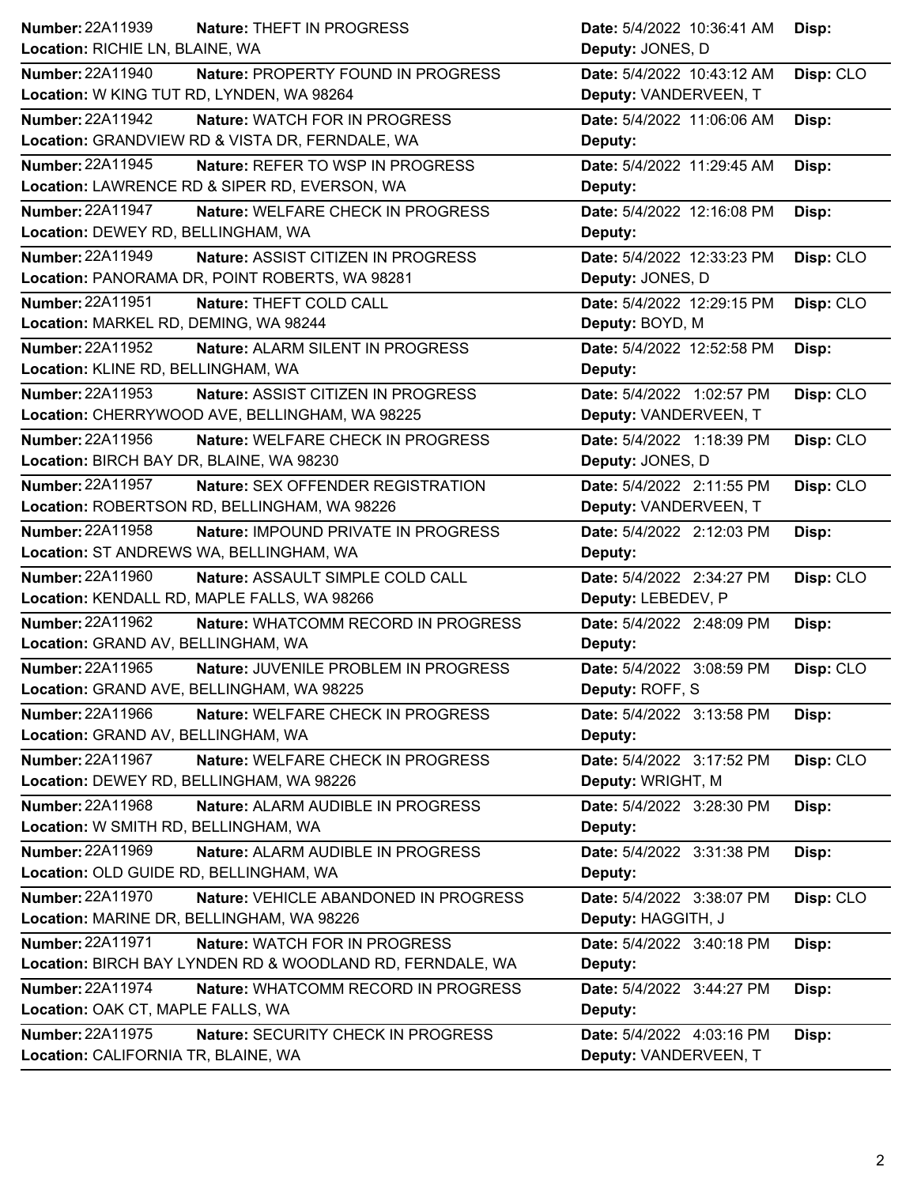| Number | Nature | Location | Date | Deputy | Disp |
|---|---|---|---|---|---|
| 22A11939 | THEFT IN PROGRESS | RICHIE LN, BLAINE, WA | 5/4/2022 10:36:41 AM | JONES, D | |
| 22A11940 | PROPERTY FOUND IN PROGRESS | W KING TUT RD, LYNDEN, WA 98264 | 5/4/2022 10:43:12 AM | VANDERVEEN, T | CLO |
| 22A11942 | WATCH FOR IN PROGRESS | GRANDVIEW RD & VISTA DR, FERNDALE, WA | 5/4/2022 11:06:06 AM | | |
| 22A11945 | REFER TO WSP IN PROGRESS | LAWRENCE RD & SIPER RD, EVERSON, WA | 5/4/2022 11:29:45 AM | | |
| 22A11947 | WELFARE CHECK IN PROGRESS | DEWEY RD, BELLINGHAM, WA | 5/4/2022 12:16:08 PM | | |
| 22A11949 | ASSIST CITIZEN IN PROGRESS | PANORAMA DR, POINT ROBERTS, WA 98281 | 5/4/2022 12:33:23 PM | JONES, D | CLO |
| 22A11951 | THEFT COLD CALL | MARKEL RD, DEMING, WA 98244 | 5/4/2022 12:29:15 PM | BOYD, M | CLO |
| 22A11952 | ALARM SILENT IN PROGRESS | KLINE RD, BELLINGHAM, WA | 5/4/2022 12:52:58 PM | | |
| 22A11953 | ASSIST CITIZEN IN PROGRESS | CHERRYWOOD AVE, BELLINGHAM, WA 98225 | 5/4/2022 1:02:57 PM | VANDERVEEN, T | CLO |
| 22A11956 | WELFARE CHECK IN PROGRESS | BIRCH BAY DR, BLAINE, WA 98230 | 5/4/2022 1:18:39 PM | JONES, D | CLO |
| 22A11957 | SEX OFFENDER REGISTRATION | ROBERTSON RD, BELLINGHAM, WA 98226 | 5/4/2022 2:11:55 PM | VANDERVEEN, T | CLO |
| 22A11958 | IMPOUND PRIVATE IN PROGRESS | ST ANDREWS WA, BELLINGHAM, WA | 5/4/2022 2:12:03 PM | | |
| 22A11960 | ASSAULT SIMPLE COLD CALL | KENDALL RD, MAPLE FALLS, WA 98266 | 5/4/2022 2:34:27 PM | LEBEDEV, P | CLO |
| 22A11962 | WHATCOMM RECORD IN PROGRESS | GRAND AV, BELLINGHAM, WA | 5/4/2022 2:48:09 PM | | |
| 22A11965 | JUVENILE PROBLEM IN PROGRESS | GRAND AVE, BELLINGHAM, WA 98225 | 5/4/2022 3:08:59 PM | ROFF, S | CLO |
| 22A11966 | WELFARE CHECK IN PROGRESS | GRAND AV, BELLINGHAM, WA | 5/4/2022 3:13:58 PM | | |
| 22A11967 | WELFARE CHECK IN PROGRESS | DEWEY RD, BELLINGHAM, WA 98226 | 5/4/2022 3:17:52 PM | WRIGHT, M | CLO |
| 22A11968 | ALARM AUDIBLE IN PROGRESS | W SMITH RD, BELLINGHAM, WA | 5/4/2022 3:28:30 PM | | |
| 22A11969 | ALARM AUDIBLE IN PROGRESS | OLD GUIDE RD, BELLINGHAM, WA | 5/4/2022 3:31:38 PM | | |
| 22A11970 | VEHICLE ABANDONED IN PROGRESS | MARINE DR, BELLINGHAM, WA 98226 | 5/4/2022 3:38:07 PM | HAGGITH, J | CLO |
| 22A11971 | WATCH FOR IN PROGRESS | BIRCH BAY LYNDEN RD & WOODLAND RD, FERNDALE, WA | 5/4/2022 3:40:18 PM | | |
| 22A11974 | WHATCOMM RECORD IN PROGRESS | OAK CT, MAPLE FALLS, WA | 5/4/2022 3:44:27 PM | | |
| 22A11975 | SECURITY CHECK IN PROGRESS | CALIFORNIA TR, BLAINE, WA | 5/4/2022 4:03:16 PM | VANDERVEEN, T | |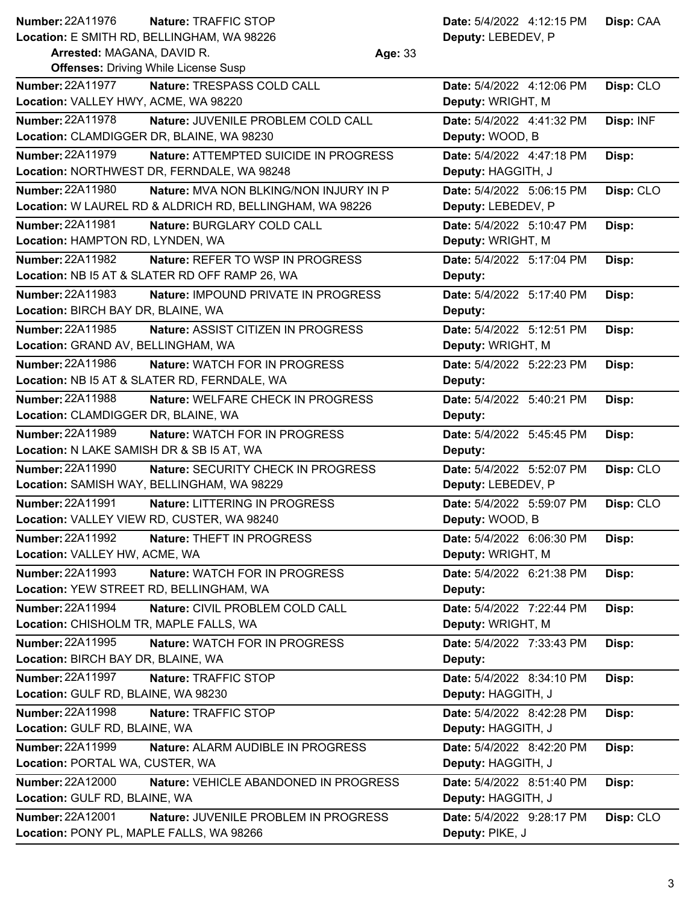**Number:** 22A11976 **Nature:** TRAFFIC STOP **Date:** 5/4/2022 4:12:15 PM **Disp:** CAA
**Location:** E SMITH RD, BELLINGHAM, WA 98226 **Deputy:** LEBEDEV, P
**Arrested:** MAGANA, DAVID R. **Age:** 33
**Offenses:** Driving While License Susp

---

**Number:** 22A11977 **Nature:** TRESPASS COLD CALL **Date:** 5/4/2022 4:12:06 PM **Disp:** CLO
**Location:** VALLEY HWY, ACME, WA 98220 **Deputy:** WRIGHT, M

---

**Number:** 22A11978 **Nature:** JUVENILE PROBLEM COLD CALL **Date:** 5/4/2022 4:41:32 PM **Disp:** INF
**Location:** CLAMDIGGER DR, BLAINE, WA 98230 **Deputy:** WOOD, B

---

**Number:** 22A11979 **Nature:** ATTEMPTED SUICIDE IN PROGRESS **Date:** 5/4/2022 4:47:18 PM **Disp:**
**Location:** NORTHWEST DR, FERNDALE, WA 98248 **Deputy:** HAGGITH, J

---

**Number:** 22A11980 **Nature:** MVA NON BLKING/NON INJURY IN P **Date:** 5/4/2022 5:06:15 PM **Disp:** CLO
**Location:** W LAUREL RD & ALDRICH RD, BELLINGHAM, WA 98226 **Deputy:** LEBEDEV, P

---

**Number:** 22A11981 **Nature:** BURGLARY COLD CALL **Date:** 5/4/2022 5:10:47 PM **Disp:**
**Location:** HAMPTON RD, LYNDEN, WA **Deputy:** WRIGHT, M

---

**Number:** 22A11982 **Nature:** REFER TO WSP IN PROGRESS **Date:** 5/4/2022 5:17:04 PM **Disp:**
**Location:** NB I5 AT & SLATER RD OFF RAMP 26, WA **Deputy:**

---

**Number:** 22A11983 **Nature:** IMPOUND PRIVATE IN PROGRESS **Date:** 5/4/2022 5:17:40 PM **Disp:**
**Location:** BIRCH BAY DR, BLAINE, WA **Deputy:**

---

**Number:** 22A11985 **Nature:** ASSIST CITIZEN IN PROGRESS **Date:** 5/4/2022 5:12:51 PM **Disp:**
**Location:** GRAND AV, BELLINGHAM, WA **Deputy:** WRIGHT, M

---

**Number:** 22A11986 **Nature:** WATCH FOR IN PROGRESS **Date:** 5/4/2022 5:22:23 PM **Disp:**
**Location:** NB I5 AT & SLATER RD, FERNDALE, WA **Deputy:**

---

**Number:** 22A11988 **Nature:** WELFARE CHECK IN PROGRESS **Date:** 5/4/2022 5:40:21 PM **Disp:**
**Location:** CLAMDIGGER DR, BLAINE, WA **Deputy:**

---

**Number:** 22A11989 **Nature:** WATCH FOR IN PROGRESS **Date:** 5/4/2022 5:45:45 PM **Disp:**
**Location:** N LAKE SAMISH DR & SB I5 AT, WA **Deputy:**

---

**Number:** 22A11990 **Nature:** SECURITY CHECK IN PROGRESS **Date:** 5/4/2022 5:52:07 PM **Disp:** CLO
**Location:** SAMISH WAY, BELLINGHAM, WA 98229 **Deputy:** LEBEDEV, P

---

**Number:** 22A11991 **Nature:** LITTERING IN PROGRESS **Date:** 5/4/2022 5:59:07 PM **Disp:** CLO
**Location:** VALLEY VIEW RD, CUSTER, WA 98240 **Deputy:** WOOD, B

---

**Number:** 22A11992 **Nature:** THEFT IN PROGRESS **Date:** 5/4/2022 6:06:30 PM **Disp:**
**Location:** VALLEY HW, ACME, WA **Deputy:** WRIGHT, M

---

**Number:** 22A11993 **Nature:** WATCH FOR IN PROGRESS **Date:** 5/4/2022 6:21:38 PM **Disp:**
**Location:** YEW STREET RD, BELLINGHAM, WA **Deputy:**

---

**Number:** 22A11994 **Nature:** CIVIL PROBLEM COLD CALL **Date:** 5/4/2022 7:22:44 PM **Disp:**
**Location:** CHISHOLM TR, MAPLE FALLS, WA **Deputy:** WRIGHT, M

---

**Number:** 22A11995 **Nature:** WATCH FOR IN PROGRESS **Date:** 5/4/2022 7:33:43 PM **Disp:**
**Location:** BIRCH BAY DR, BLAINE, WA **Deputy:**

---

**Number:** 22A11997 **Nature:** TRAFFIC STOP **Date:** 5/4/2022 8:34:10 PM **Disp:**
**Location:** GULF RD, BLAINE, WA 98230 **Deputy:** HAGGITH, J

---

**Number:** 22A11998 **Nature:** TRAFFIC STOP **Date:** 5/4/2022 8:42:28 PM **Disp:**
**Location:** GULF RD, BLAINE, WA **Deputy:** HAGGITH, J

---

**Number:** 22A11999 **Nature:** ALARM AUDIBLE IN PROGRESS **Date:** 5/4/2022 8:42:20 PM **Disp:**
**Location:** PORTAL WA, CUSTER, WA **Deputy:** HAGGITH, J

---

**Number:** 22A12000 **Nature:** VEHICLE ABANDONED IN PROGRESS **Date:** 5/4/2022 8:51:40 PM **Disp:**
**Location:** GULF RD, BLAINE, WA **Deputy:** HAGGITH, J

---

**Number:** 22A12001 **Nature:** JUVENILE PROBLEM IN PROGRESS **Date:** 5/4/2022 9:28:17 PM **Disp:** CLO
**Location:** PONY PL, MAPLE FALLS, WA 98266 **Deputy:** PIKE, J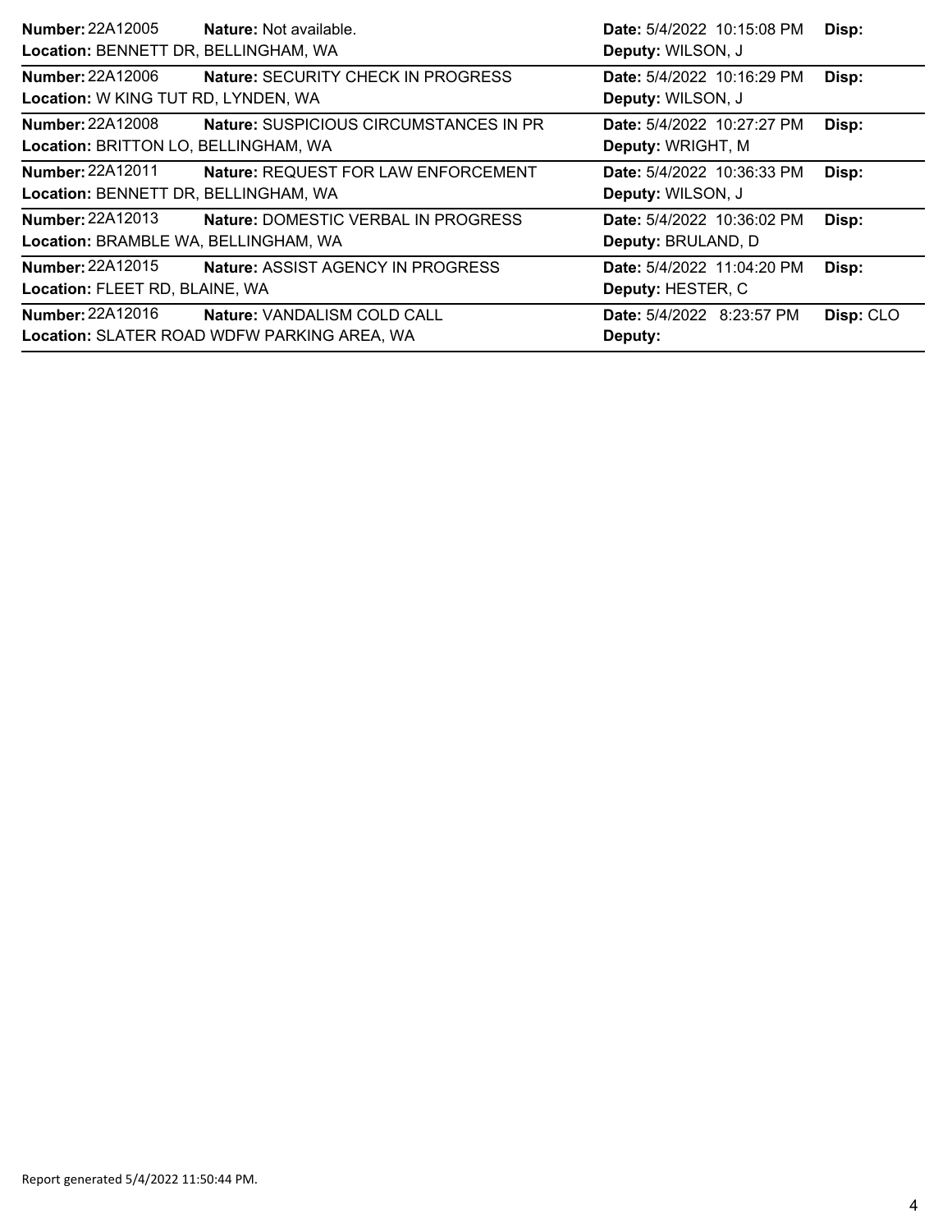**Number:** 22A12005 **Nature:** Not available. **Date:** 5/4/2022 10:15:08 PM **Disp:**
**Location:** BENNETT DR, BELLINGHAM, WA **Deputy:** WILSON, J

**Number:** 22A12006 **Nature:** SECURITY CHECK IN PROGRESS **Date:** 5/4/2022 10:16:29 PM **Disp:**
**Location:** W KING TUT RD, LYNDEN, WA **Deputy:** WILSON, J

**Number:** 22A12008 **Nature:** SUSPICIOUS CIRCUMSTANCES IN PR **Date:** 5/4/2022 10:27:27 PM **Disp:**
**Location:** BRITTON LO, BELLINGHAM, WA **Deputy:** WRIGHT, M

**Number:** 22A12011 **Nature:** REQUEST FOR LAW ENFORCEMENT **Date:** 5/4/2022 10:36:33 PM **Disp:**
**Location:** BENNETT DR, BELLINGHAM, WA **Deputy:** WILSON, J

**Number:** 22A12013 **Nature:** DOMESTIC VERBAL IN PROGRESS **Date:** 5/4/2022 10:36:02 PM **Disp:**
**Location:** BRAMBLE WA, BELLINGHAM, WA **Deputy:** BRULAND, D

**Number:** 22A12015 **Nature:** ASSIST AGENCY IN PROGRESS **Date:** 5/4/2022 11:04:20 PM **Disp:**
**Location:** FLEET RD, BLAINE, WA **Deputy:** HESTER, C

**Number:** 22A12016 **Nature:** VANDALISM COLD CALL **Date:** 5/4/2022 8:23:57 PM **Disp:** CLO
**Location:** SLATER ROAD WDFW PARKING AREA, WA **Deputy:**

Report generated 5/4/2022 11:50:44 PM.